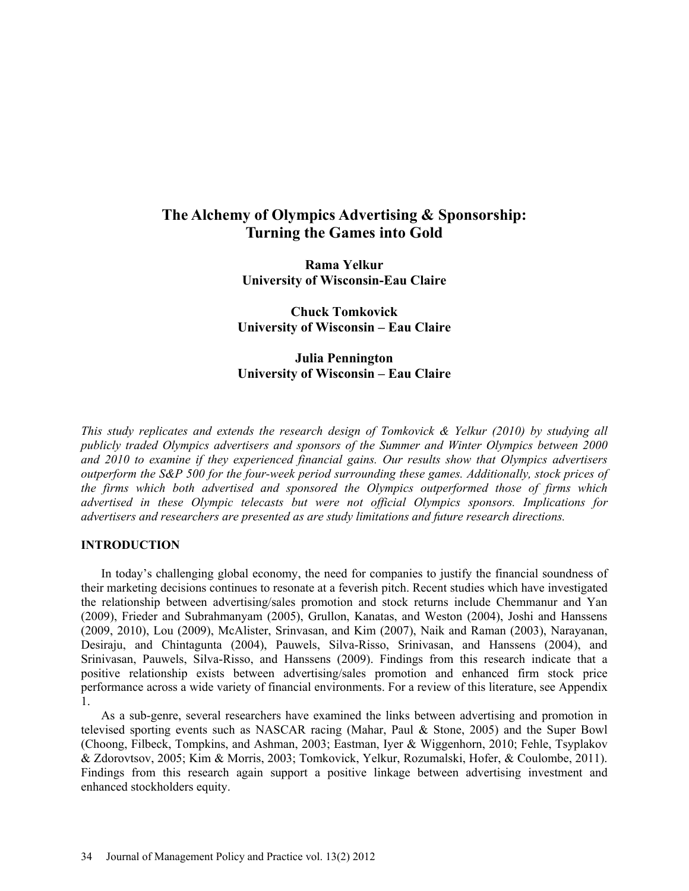# The Alchemy of Olympics Advertising & Sponsorship: Turning the Games into Gold

**Rama Yelkur**
**University of Wisconsin-Eau Claire**

**Chuck Tomkovick**
**University of Wisconsin – Eau Claire**

**Julia Pennington**
**University of Wisconsin – Eau Claire**

*This study replicates and extends the research design of Tomkovick & Yelkur (2010) by studying all publicly traded Olympics advertisers and sponsors of the Summer and Winter Olympics between 2000 and 2010 to examine if they experienced financial gains. Our results show that Olympics advertisers outperform the S&P 500 for the four-week period surrounding these games. Additionally, stock prices of the firms which both advertised and sponsored the Olympics outperformed those of firms which advertised in these Olympic telecasts but were not official Olympics sponsors. Implications for advertisers and researchers are presented as are study limitations and future research directions.*

## INTRODUCTION

In today's challenging global economy, the need for companies to justify the financial soundness of their marketing decisions continues to resonate at a feverish pitch. Recent studies which have investigated the relationship between advertising/sales promotion and stock returns include Chemmanur and Yan (2009), Frieder and Subrahmanyam (2005), Grullon, Kanatas, and Weston (2004), Joshi and Hanssens (2009, 2010), Lou (2009), McAlister, Srinvasan, and Kim (2007), Naik and Raman (2003), Narayanan, Desiraju, and Chintagunta (2004), Pauwels, Silva-Risso, Srinivasan, and Hanssens (2004), and Srinivasan, Pauwels, Silva-Risso, and Hanssens (2009). Findings from this research indicate that a positive relationship exists between advertising/sales promotion and enhanced firm stock price performance across a wide variety of financial environments. For a review of this literature, see Appendix 1.

As a sub-genre, several researchers have examined the links between advertising and promotion in televised sporting events such as NASCAR racing (Mahar, Paul & Stone, 2005) and the Super Bowl (Choong, Filbeck, Tompkins, and Ashman, 2003; Eastman, Iyer & Wiggenhorn, 2010; Fehle, Tsyplakov & Zdorovtsov, 2005; Kim & Morris, 2003; Tomkovick, Yelkur, Rozumalski, Hofer, & Coulombe, 2011). Findings from this research again support a positive linkage between advertising investment and enhanced stockholders equity.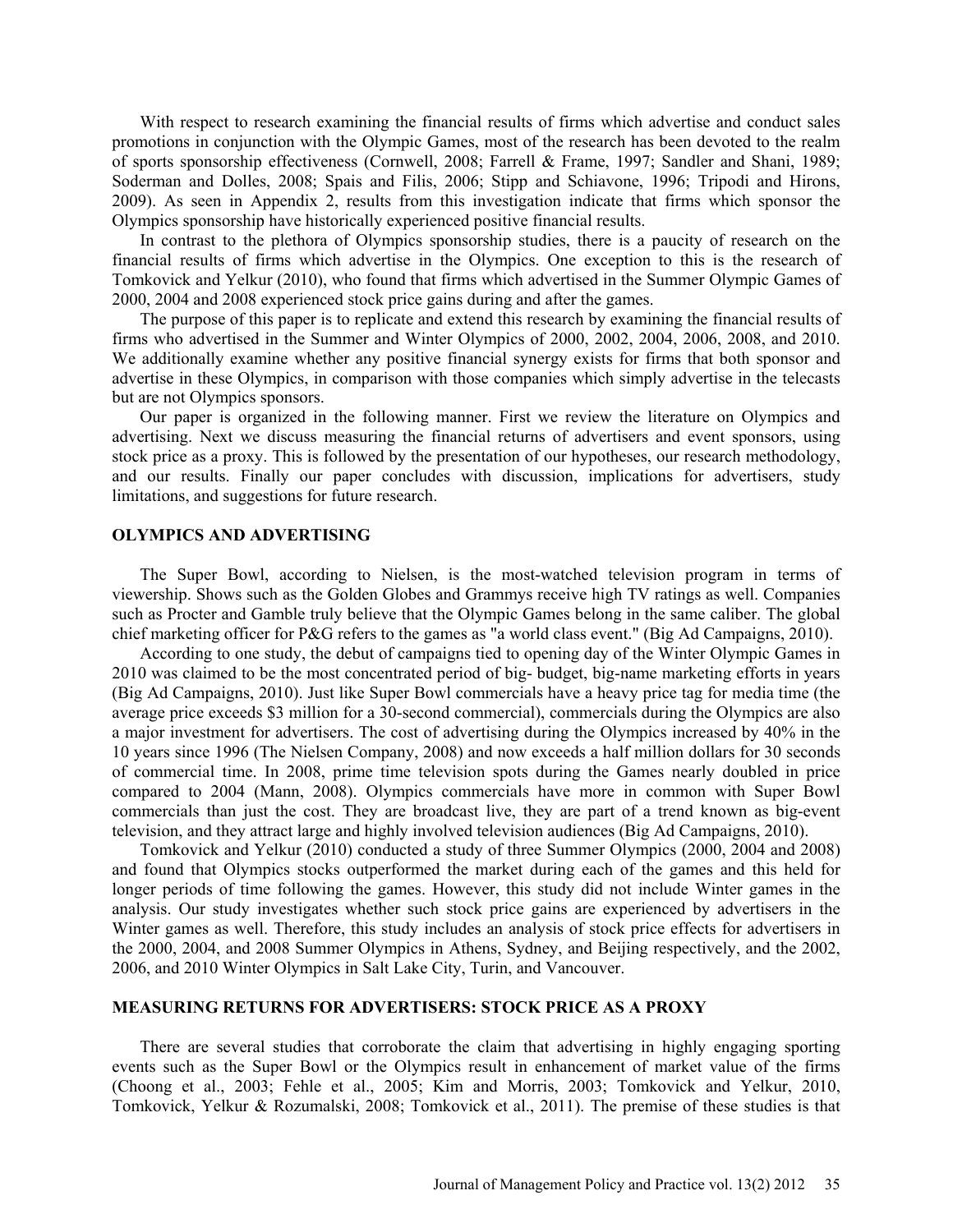With respect to research examining the financial results of firms which advertise and conduct sales promotions in conjunction with the Olympic Games, most of the research has been devoted to the realm of sports sponsorship effectiveness (Cornwell, 2008; Farrell & Frame, 1997; Sandler and Shani, 1989; Soderman and Dolles, 2008; Spais and Filis, 2006; Stipp and Schiavone, 1996; Tripodi and Hirons, 2009). As seen in Appendix 2, results from this investigation indicate that firms which sponsor the Olympics sponsorship have historically experienced positive financial results.

In contrast to the plethora of Olympics sponsorship studies, there is a paucity of research on the financial results of firms which advertise in the Olympics. One exception to this is the research of Tomkovick and Yelkur (2010), who found that firms which advertised in the Summer Olympic Games of 2000, 2004 and 2008 experienced stock price gains during and after the games.

The purpose of this paper is to replicate and extend this research by examining the financial results of firms who advertised in the Summer and Winter Olympics of 2000, 2002, 2004, 2006, 2008, and 2010. We additionally examine whether any positive financial synergy exists for firms that both sponsor and advertise in these Olympics, in comparison with those companies which simply advertise in the telecasts but are not Olympics sponsors.

Our paper is organized in the following manner. First we review the literature on Olympics and advertising. Next we discuss measuring the financial returns of advertisers and event sponsors, using stock price as a proxy. This is followed by the presentation of our hypotheses, our research methodology, and our results. Finally our paper concludes with discussion, implications for advertisers, study limitations, and suggestions for future research.

## OLYMPICS AND ADVERTISING

The Super Bowl, according to Nielsen, is the most-watched television program in terms of viewership. Shows such as the Golden Globes and Grammys receive high TV ratings as well. Companies such as Procter and Gamble truly believe that the Olympic Games belong in the same caliber. The global chief marketing officer for P&G refers to the games as "a world class event." (Big Ad Campaigns, 2010).

According to one study, the debut of campaigns tied to opening day of the Winter Olympic Games in 2010 was claimed to be the most concentrated period of big- budget, big-name marketing efforts in years (Big Ad Campaigns, 2010). Just like Super Bowl commercials have a heavy price tag for media time (the average price exceeds $3 million for a 30-second commercial), commercials during the Olympics are also a major investment for advertisers. The cost of advertising during the Olympics increased by 40% in the 10 years since 1996 (The Nielsen Company, 2008) and now exceeds a half million dollars for 30 seconds of commercial time. In 2008, prime time television spots during the Games nearly doubled in price compared to 2004 (Mann, 2008). Olympics commercials have more in common with Super Bowl commercials than just the cost. They are broadcast live, they are part of a trend known as big-event television, and they attract large and highly involved television audiences (Big Ad Campaigns, 2010).

Tomkovick and Yelkur (2010) conducted a study of three Summer Olympics (2000, 2004 and 2008) and found that Olympics stocks outperformed the market during each of the games and this held for longer periods of time following the games. However, this study did not include Winter games in the analysis. Our study investigates whether such stock price gains are experienced by advertisers in the Winter games as well. Therefore, this study includes an analysis of stock price effects for advertisers in the 2000, 2004, and 2008 Summer Olympics in Athens, Sydney, and Beijing respectively, and the 2002, 2006, and 2010 Winter Olympics in Salt Lake City, Turin, and Vancouver.

## MEASURING RETURNS FOR ADVERTISERS: STOCK PRICE AS A PROXY

There are several studies that corroborate the claim that advertising in highly engaging sporting events such as the Super Bowl or the Olympics result in enhancement of market value of the firms (Choong et al., 2003; Fehle et al., 2005; Kim and Morris, 2003; Tomkovick and Yelkur, 2010, Tomkovick, Yelkur & Rozumalski, 2008; Tomkovick et al., 2011). The premise of these studies is that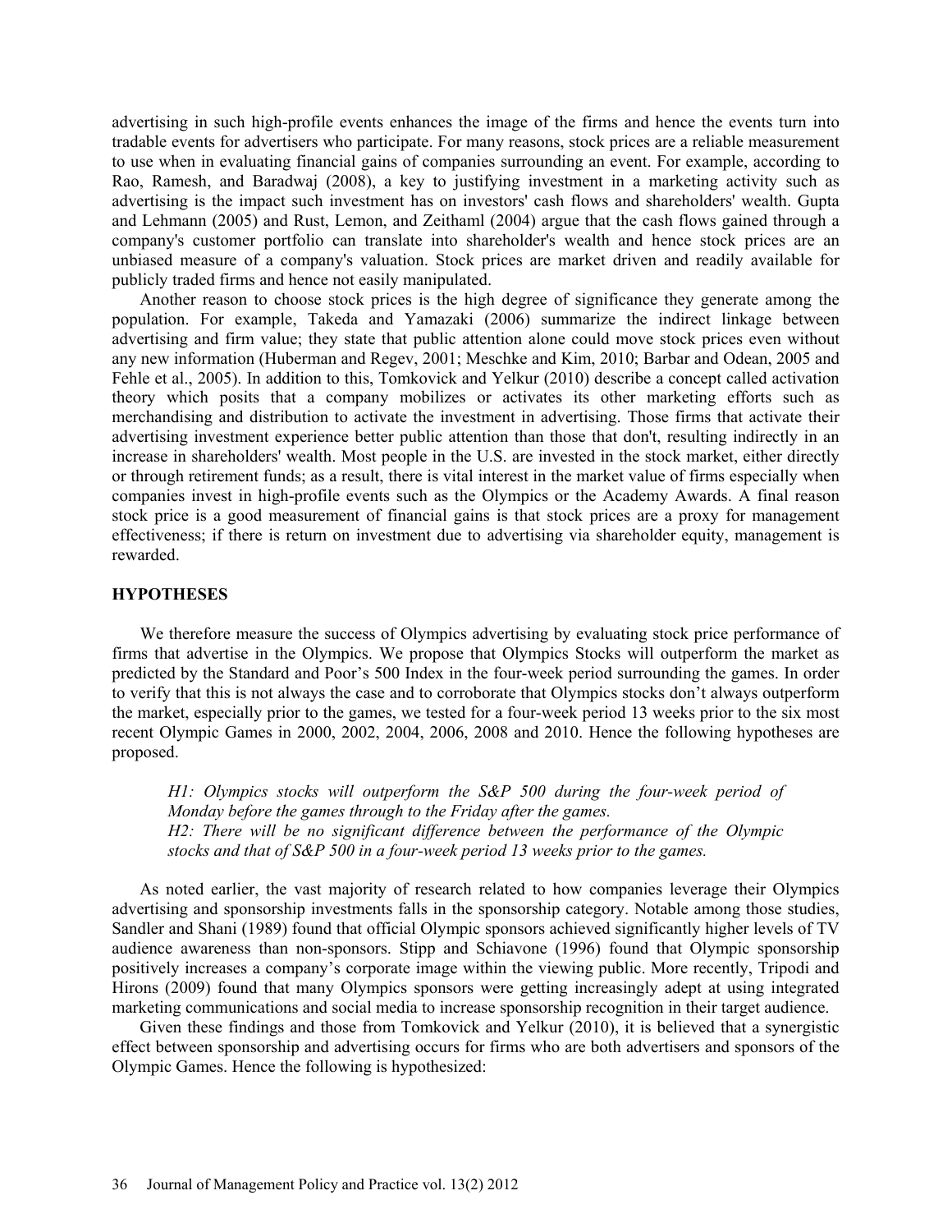advertising in such high-profile events enhances the image of the firms and hence the events turn into tradable events for advertisers who participate. For many reasons, stock prices are a reliable measurement to use when in evaluating financial gains of companies surrounding an event. For example, according to Rao, Ramesh, and Baradwaj (2008), a key to justifying investment in a marketing activity such as advertising is the impact such investment has on investors' cash flows and shareholders' wealth. Gupta and Lehmann (2005) and Rust, Lemon, and Zeithaml (2004) argue that the cash flows gained through a company's customer portfolio can translate into shareholder's wealth and hence stock prices are an unbiased measure of a company's valuation. Stock prices are market driven and readily available for publicly traded firms and hence not easily manipulated.

Another reason to choose stock prices is the high degree of significance they generate among the population. For example, Takeda and Yamazaki (2006) summarize the indirect linkage between advertising and firm value; they state that public attention alone could move stock prices even without any new information (Huberman and Regev, 2001; Meschke and Kim, 2010; Barbar and Odean, 2005 and Fehle et al., 2005). In addition to this, Tomkovick and Yelkur (2010) describe a concept called activation theory which posits that a company mobilizes or activates its other marketing efforts such as merchandising and distribution to activate the investment in advertising. Those firms that activate their advertising investment experience better public attention than those that don't, resulting indirectly in an increase in shareholders' wealth. Most people in the U.S. are invested in the stock market, either directly or through retirement funds; as a result, there is vital interest in the market value of firms especially when companies invest in high-profile events such as the Olympics or the Academy Awards. A final reason stock price is a good measurement of financial gains is that stock prices are a proxy for management effectiveness; if there is return on investment due to advertising via shareholder equity, management is rewarded.

## HYPOTHESES

We therefore measure the success of Olympics advertising by evaluating stock price performance of firms that advertise in the Olympics. We propose that Olympics Stocks will outperform the market as predicted by the Standard and Poor's 500 Index in the four-week period surrounding the games. In order to verify that this is not always the case and to corroborate that Olympics stocks don't always outperform the market, especially prior to the games, we tested for a four-week period 13 weeks prior to the six most recent Olympic Games in 2000, 2002, 2004, 2006, 2008 and 2010. Hence the following hypotheses are proposed.

> *H1: Olympics stocks will outperform the S&P 500 during the four-week period of Monday before the games through to the Friday after the games.*
> *H2: There will be no significant difference between the performance of the Olympic stocks and that of S&P 500 in a four-week period 13 weeks prior to the games.*

As noted earlier, the vast majority of research related to how companies leverage their Olympics advertising and sponsorship investments falls in the sponsorship category. Notable among those studies, Sandler and Shani (1989) found that official Olympic sponsors achieved significantly higher levels of TV audience awareness than non-sponsors. Stipp and Schiavone (1996) found that Olympic sponsorship positively increases a company's corporate image within the viewing public. More recently, Tripodi and Hirons (2009) found that many Olympics sponsors were getting increasingly adept at using integrated marketing communications and social media to increase sponsorship recognition in their target audience.

Given these findings and those from Tomkovick and Yelkur (2010), it is believed that a synergistic effect between sponsorship and advertising occurs for firms who are both advertisers and sponsors of the Olympic Games. Hence the following is hypothesized: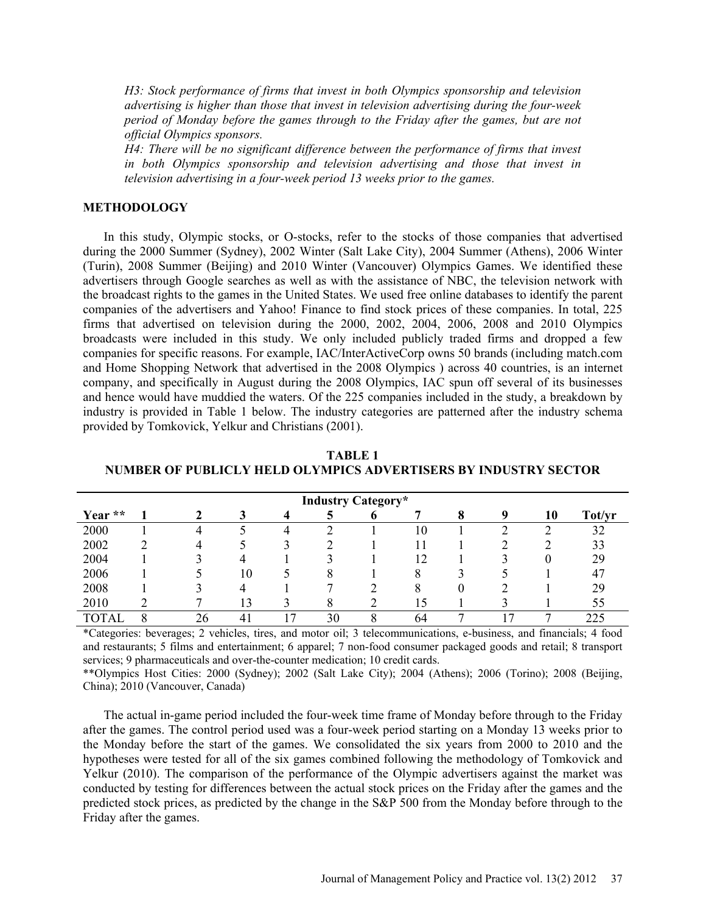*H3: Stock performance of firms that invest in both Olympics sponsorship and television advertising is higher than those that invest in television advertising during the four-week period of Monday before the games through to the Friday after the games, but are not official Olympics sponsors.*

*H4: There will be no significant difference between the performance of firms that invest in both Olympics sponsorship and television advertising and those that invest in television advertising in a four-week period 13 weeks prior to the games.*

## METHODOLOGY

In this study, Olympic stocks, or O-stocks, refer to the stocks of those companies that advertised during the 2000 Summer (Sydney), 2002 Winter (Salt Lake City), 2004 Summer (Athens), 2006 Winter (Turin), 2008 Summer (Beijing) and 2010 Winter (Vancouver) Olympics Games. We identified these advertisers through Google searches as well as with the assistance of NBC, the television network with the broadcast rights to the games in the United States. We used free online databases to identify the parent companies of the advertisers and Yahoo! Finance to find stock prices of these companies. In total, 225 firms that advertised on television during the 2000, 2002, 2004, 2006, 2008 and 2010 Olympics broadcasts were included in this study. We only included publicly traded firms and dropped a few companies for specific reasons. For example, IAC/InterActiveCorp owns 50 brands (including match.com and Home Shopping Network that advertised in the 2008 Olympics ) across 40 countries, is an internet company, and specifically in August during the 2008 Olympics, IAC spun off several of its businesses and hence would have muddied the waters. Of the 225 companies included in the study, a breakdown by industry is provided in Table 1 below. The industry categories are patterned after the industry schema provided by Tomkovick, Yelkur and Christians (2001).

**TABLE 1**
**NUMBER OF PUBLICLY HELD OLYMPICS ADVERTISERS BY INDUSTRY SECTOR**

| | Industry Category* | | | | | | | | | | |
|---|---|---|---|---|---|---|---|---|---|---|---|
| **Year \*\*** | **1** | **2** | **3** | **4** | **5** | **6** | **7** | **8** | **9** | **10** | **Tot/yr** |
| 2000 | 1 | 4 | 5 | 4 | 2 | 1 | 10 | 1 | 2 | 2 | 32 |
| 2002 | 2 | 4 | 5 | 3 | 2 | 1 | 11 | 1 | 2 | 2 | 33 |
| 2004 | 1 | 3 | 4 | 1 | 3 | 1 | 12 | 1 | 3 | 0 | 29 |
| 2006 | 1 | 5 | 10 | 5 | 8 | 1 | 8 | 3 | 5 | 1 | 47 |
| 2008 | 1 | 3 | 4 | 1 | 7 | 2 | 8 | 0 | 2 | 1 | 29 |
| 2010 | 2 | 7 | 13 | 3 | 8 | 2 | 15 | 1 | 3 | 1 | 55 |
| TOTAL | 8 | 26 | 41 | 17 | 30 | 8 | 64 | 7 | 17 | 7 | 225 |

*Categories: beverages; 2 vehicles, tires, and motor oil; 3 telecommunications, e-business, and financials; 4 food and restaurants; 5 films and entertainment; 6 apparel; 7 non-food consumer packaged goods and retail; 8 transport services; 9 pharmaceuticals and over-the-counter medication; 10 credit cards.

**Olympics Host Cities: 2000 (Sydney); 2002 (Salt Lake City); 2004 (Athens); 2006 (Torino); 2008 (Beijing, China); 2010 (Vancouver, Canada)

The actual in-game period included the four-week time frame of Monday before through to the Friday after the games. The control period used was a four-week period starting on a Monday 13 weeks prior to the Monday before the start of the games. We consolidated the six years from 2000 to 2010 and the hypotheses were tested for all of the six games combined following the methodology of Tomkovick and Yelkur (2010). The comparison of the performance of the Olympic advertisers against the market was conducted by testing for differences between the actual stock prices on the Friday after the games and the predicted stock prices, as predicted by the change in the S&P 500 from the Monday before through to the Friday after the games.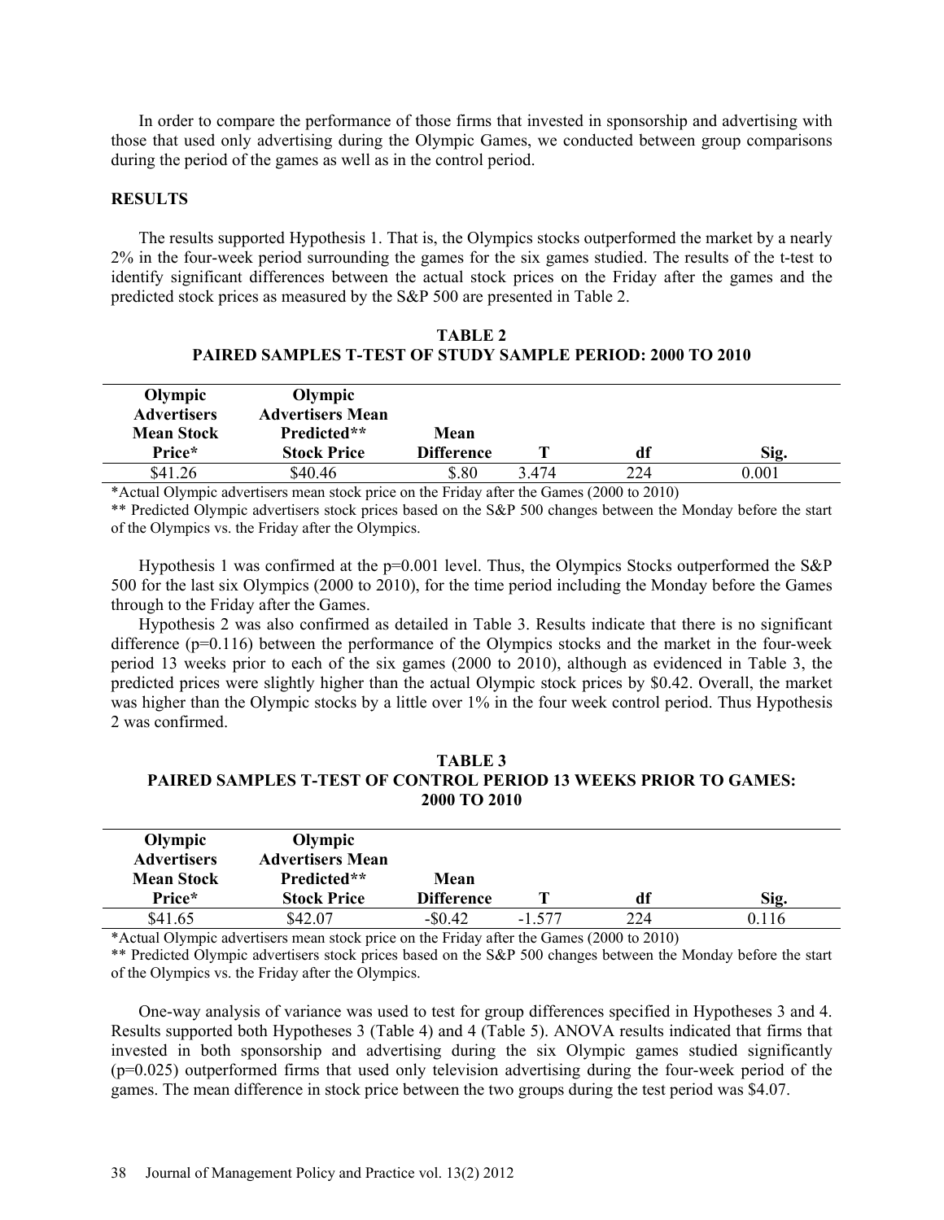In order to compare the performance of those firms that invested in sponsorship and advertising with those that used only advertising during the Olympic Games, we conducted between group comparisons during the period of the games as well as in the control period.

## RESULTS

The results supported Hypothesis 1. That is, the Olympics stocks outperformed the market by a nearly 2% in the four-week period surrounding the games for the six games studied. The results of the t-test to identify significant differences between the actual stock prices on the Friday after the games and the predicted stock prices as measured by the S&P 500 are presented in Table 2.

**TABLE 2**
**PAIRED SAMPLES T-TEST OF STUDY SAMPLE PERIOD: 2000 TO 2010**

| Olympic Advertisers Mean Stock Price* | Olympic Advertisers Mean Predicted** Stock Price | Mean Difference | T | df | Sig. |
|---|---|---|---|---|---|
| $41.26 | $40.46 | $.80 | 3.474 | 224 | 0.001 |

*Actual Olympic advertisers mean stock price on the Friday after the Games (2000 to 2010)

** Predicted Olympic advertisers stock prices based on the S&P 500 changes between the Monday before the start of the Olympics vs. the Friday after the Olympics.

Hypothesis 1 was confirmed at the p=0.001 level. Thus, the Olympics Stocks outperformed the S&P 500 for the last six Olympics (2000 to 2010), for the time period including the Monday before the Games through to the Friday after the Games.

Hypothesis 2 was also confirmed as detailed in Table 3. Results indicate that there is no significant difference (p=0.116) between the performance of the Olympics stocks and the market in the four-week period 13 weeks prior to each of the six games (2000 to 2010), although as evidenced in Table 3, the predicted prices were slightly higher than the actual Olympic stock prices by $0.42. Overall, the market was higher than the Olympic stocks by a little over 1% in the four week control period. Thus Hypothesis 2 was confirmed.

**TABLE 3**
**PAIRED SAMPLES T-TEST OF CONTROL PERIOD 13 WEEKS PRIOR TO GAMES: 2000 TO 2010**

| Olympic Advertisers Mean Stock Price* | Olympic Advertisers Mean Predicted** Stock Price | Mean Difference | T | df | Sig. |
|---|---|---|---|---|---|
| $41.65 | $42.07 | -$0.42 | -1.577 | 224 | 0.116 |

*Actual Olympic advertisers mean stock price on the Friday after the Games (2000 to 2010)

** Predicted Olympic advertisers stock prices based on the S&P 500 changes between the Monday before the start of the Olympics vs. the Friday after the Olympics.

One-way analysis of variance was used to test for group differences specified in Hypotheses 3 and 4. Results supported both Hypotheses 3 (Table 4) and 4 (Table 5). ANOVA results indicated that firms that invested in both sponsorship and advertising during the six Olympic games studied significantly (p=0.025) outperformed firms that used only television advertising during the four-week period of the games. The mean difference in stock price between the two groups during the test period was $4.07.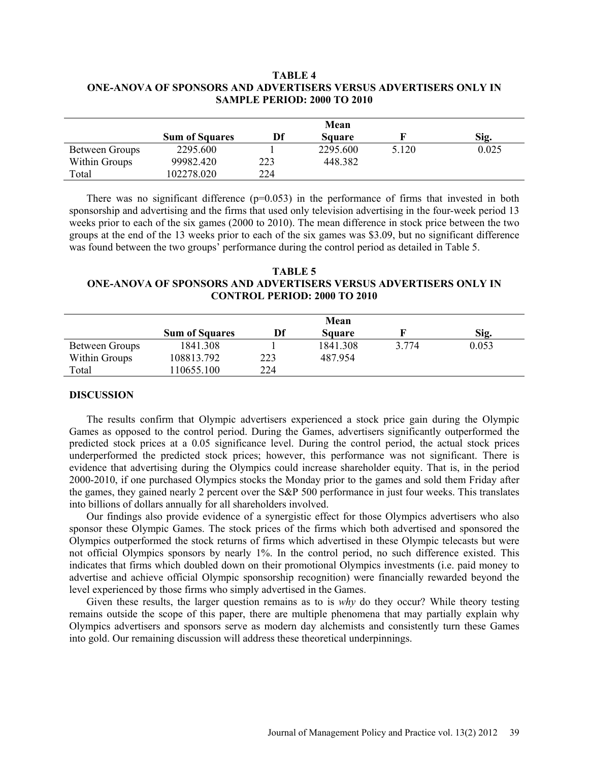**TABLE 4**
**ONE-ANOVA OF SPONSORS AND ADVERTISERS VERSUS ADVERTISERS ONLY IN SAMPLE PERIOD: 2000 TO 2010**

| | Sum of Squares | Df | Mean Square | F | Sig. |
|---|---|---|---|---|---|
| Between Groups | 2295.600 | 1 | 2295.600 | 5.120 | 0.025 |
| Within Groups | 99982.420 | 223 | 448.382 | | |
| Total | 102278.020 | 224 | | | |

There was no significant difference (p=0.053) in the performance of firms that invested in both sponsorship and advertising and the firms that used only television advertising in the four-week period 13 weeks prior to each of the six games (2000 to 2010). The mean difference in stock price between the two groups at the end of the 13 weeks prior to each of the six games was $3.09, but no significant difference was found between the two groups' performance during the control period as detailed in Table 5.

**TABLE 5**
**ONE-ANOVA OF SPONSORS AND ADVERTISERS VERSUS ADVERTISERS ONLY IN CONTROL PERIOD: 2000 TO 2010**

| | Sum of Squares | Df | Mean Square | F | Sig. |
|---|---|---|---|---|---|
| Between Groups | 1841.308 | 1 | 1841.308 | 3.774 | 0.053 |
| Within Groups | 108813.792 | 223 | 487.954 | | |
| Total | 110655.100 | 224 | | | |

## DISCUSSION

The results confirm that Olympic advertisers experienced a stock price gain during the Olympic Games as opposed to the control period. During the Games, advertisers significantly outperformed the predicted stock prices at a 0.05 significance level. During the control period, the actual stock prices underperformed the predicted stock prices; however, this performance was not significant. There is evidence that advertising during the Olympics could increase shareholder equity. That is, in the period 2000-2010, if one purchased Olympics stocks the Monday prior to the games and sold them Friday after the games, they gained nearly 2 percent over the S&P 500 performance in just four weeks. This translates into billions of dollars annually for all shareholders involved.

Our findings also provide evidence of a synergistic effect for those Olympics advertisers who also sponsor these Olympic Games. The stock prices of the firms which both advertised and sponsored the Olympics outperformed the stock returns of firms which advertised in these Olympic telecasts but were not official Olympics sponsors by nearly 1%. In the control period, no such difference existed. This indicates that firms which doubled down on their promotional Olympics investments (i.e. paid money to advertise and achieve official Olympic sponsorship recognition) were financially rewarded beyond the level experienced by those firms who simply advertised in the Games.

Given these results, the larger question remains as to is *why* do they occur? While theory testing remains outside the scope of this paper, there are multiple phenomena that may partially explain why Olympics advertisers and sponsors serve as modern day alchemists and consistently turn these Games into gold. Our remaining discussion will address these theoretical underpinnings.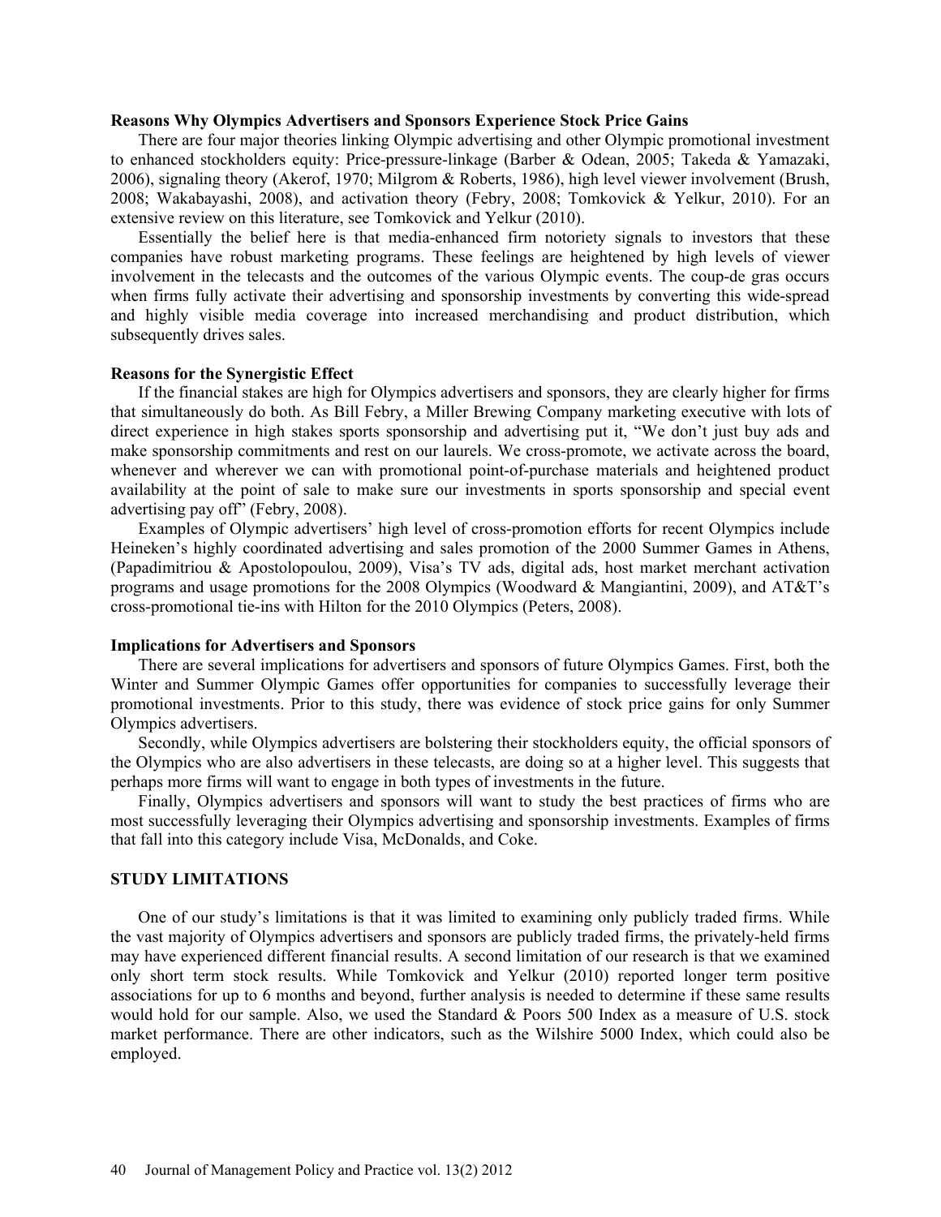**Reasons Why Olympics Advertisers and Sponsors Experience Stock Price Gains**

There are four major theories linking Olympic advertising and other Olympic promotional investment to enhanced stockholders equity: Price-pressure-linkage (Barber & Odean, 2005; Takeda & Yamazaki, 2006), signaling theory (Akerof, 1970; Milgrom & Roberts, 1986), high level viewer involvement (Brush, 2008; Wakabayashi, 2008), and activation theory (Febry, 2008; Tomkovick & Yelkur, 2010). For an extensive review on this literature, see Tomkovick and Yelkur (2010).

Essentially the belief here is that media-enhanced firm notoriety signals to investors that these companies have robust marketing programs. These feelings are heightened by high levels of viewer involvement in the telecasts and the outcomes of the various Olympic events. The coup-de gras occurs when firms fully activate their advertising and sponsorship investments by converting this wide-spread and highly visible media coverage into increased merchandising and product distribution, which subsequently drives sales.

**Reasons for the Synergistic Effect**

If the financial stakes are high for Olympics advertisers and sponsors, they are clearly higher for firms that simultaneously do both. As Bill Febry, a Miller Brewing Company marketing executive with lots of direct experience in high stakes sports sponsorship and advertising put it, "We don't just buy ads and make sponsorship commitments and rest on our laurels. We cross-promote, we activate across the board, whenever and wherever we can with promotional point-of-purchase materials and heightened product availability at the point of sale to make sure our investments in sports sponsorship and special event advertising pay off" (Febry, 2008).

Examples of Olympic advertisers' high level of cross-promotion efforts for recent Olympics include Heineken's highly coordinated advertising and sales promotion of the 2000 Summer Games in Athens, (Papadimitriou & Apostolopoulou, 2009), Visa's TV ads, digital ads, host market merchant activation programs and usage promotions for the 2008 Olympics (Woodward & Mangiantini, 2009), and AT&T's cross-promotional tie-ins with Hilton for the 2010 Olympics (Peters, 2008).

**Implications for Advertisers and Sponsors**

There are several implications for advertisers and sponsors of future Olympics Games. First, both the Winter and Summer Olympic Games offer opportunities for companies to successfully leverage their promotional investments. Prior to this study, there was evidence of stock price gains for only Summer Olympics advertisers.

Secondly, while Olympics advertisers are bolstering their stockholders equity, the official sponsors of the Olympics who are also advertisers in these telecasts, are doing so at a higher level. This suggests that perhaps more firms will want to engage in both types of investments in the future.

Finally, Olympics advertisers and sponsors will want to study the best practices of firms who are most successfully leveraging their Olympics advertising and sponsorship investments. Examples of firms that fall into this category include Visa, McDonalds, and Coke.

## STUDY LIMITATIONS

One of our study's limitations is that it was limited to examining only publicly traded firms. While the vast majority of Olympics advertisers and sponsors are publicly traded firms, the privately-held firms may have experienced different financial results. A second limitation of our research is that we examined only short term stock results. While Tomkovick and Yelkur (2010) reported longer term positive associations for up to 6 months and beyond, further analysis is needed to determine if these same results would hold for our sample. Also, we used the Standard & Poors 500 Index as a measure of U.S. stock market performance. There are other indicators, such as the Wilshire 5000 Index, which could also be employed.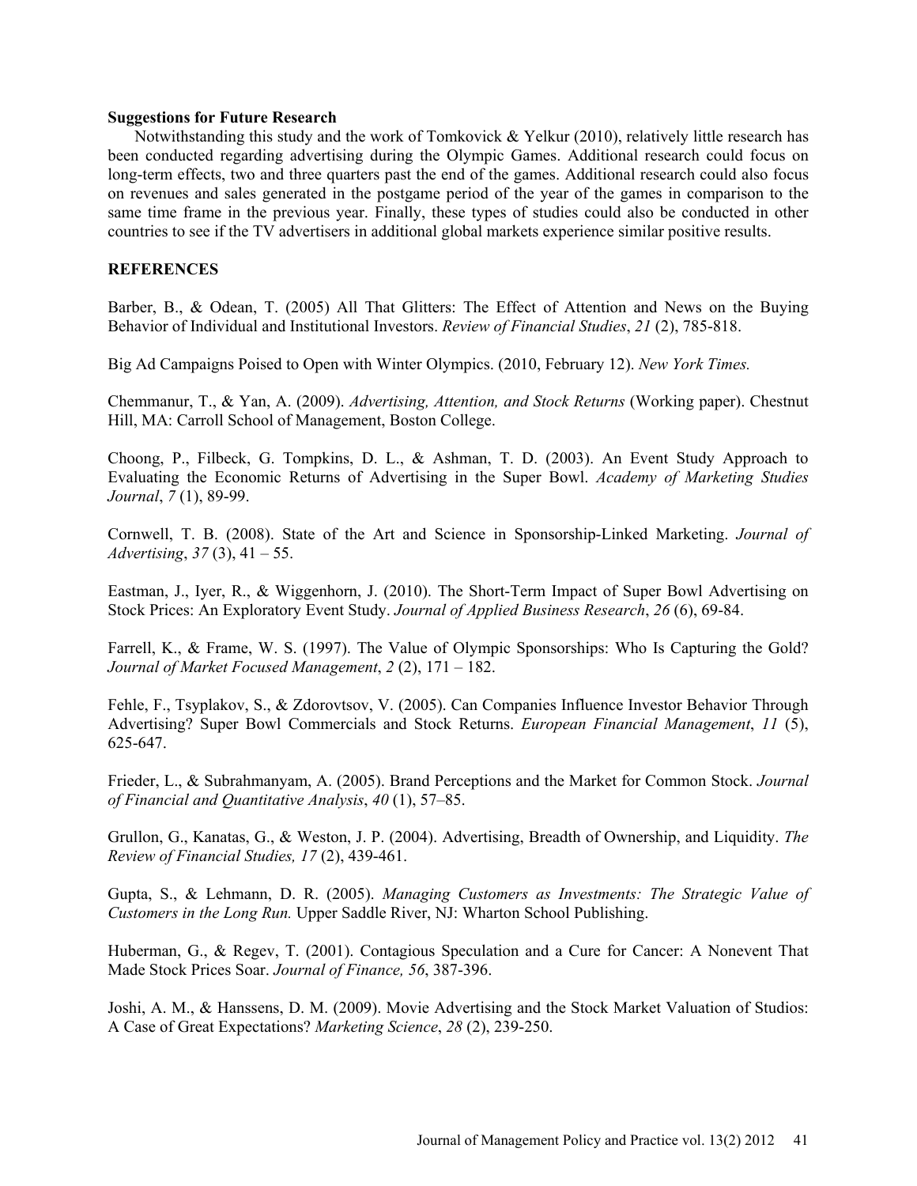**Suggestions for Future Research**

Notwithstanding this study and the work of Tomkovick & Yelkur (2010), relatively little research has been conducted regarding advertising during the Olympic Games. Additional research could focus on long-term effects, two and three quarters past the end of the games. Additional research could also focus on revenues and sales generated in the postgame period of the year of the games in comparison to the same time frame in the previous year. Finally, these types of studies could also be conducted in other countries to see if the TV advertisers in additional global markets experience similar positive results.

**REFERENCES**

Barber, B., & Odean, T. (2005) All That Glitters: The Effect of Attention and News on the Buying Behavior of Individual and Institutional Investors. *Review of Financial Studies*, *21* (2), 785-818.

Big Ad Campaigns Poised to Open with Winter Olympics. (2010, February 12). *New York Times.*

Chemmanur, T., & Yan, A. (2009). *Advertising, Attention, and Stock Returns* (Working paper). Chestnut Hill, MA: Carroll School of Management, Boston College.

Choong, P., Filbeck, G. Tompkins, D. L., & Ashman, T. D. (2003). An Event Study Approach to Evaluating the Economic Returns of Advertising in the Super Bowl. *Academy of Marketing Studies Journal*, *7* (1), 89-99.

Cornwell, T. B. (2008). State of the Art and Science in Sponsorship-Linked Marketing. *Journal of Advertising*, *37* (3), 41 – 55.

Eastman, J., Iyer, R., & Wiggenhorn, J. (2010). The Short-Term Impact of Super Bowl Advertising on Stock Prices: An Exploratory Event Study. *Journal of Applied Business Research*, *26* (6), 69-84.

Farrell, K., & Frame, W. S. (1997). The Value of Olympic Sponsorships: Who Is Capturing the Gold? *Journal of Market Focused Management*, *2* (2), 171 – 182.

Fehle, F., Tsyplakov, S., & Zdorovtsov, V. (2005). Can Companies Influence Investor Behavior Through Advertising? Super Bowl Commercials and Stock Returns. *European Financial Management*, *11* (5), 625-647.

Frieder, L., & Subrahmanyam, A. (2005). Brand Perceptions and the Market for Common Stock. *Journal of Financial and Quantitative Analysis*, *40* (1), 57–85.

Grullon, G., Kanatas, G., & Weston, J. P. (2004). Advertising, Breadth of Ownership, and Liquidity. *The Review of Financial Studies, 17* (2), 439-461.

Gupta, S., & Lehmann, D. R. (2005). *Managing Customers as Investments: The Strategic Value of Customers in the Long Run.* Upper Saddle River, NJ: Wharton School Publishing.

Huberman, G., & Regev, T. (2001). Contagious Speculation and a Cure for Cancer: A Nonevent That Made Stock Prices Soar. *Journal of Finance, 56*, 387-396.

Joshi, A. M., & Hanssens, D. M. (2009). Movie Advertising and the Stock Market Valuation of Studios: A Case of Great Expectations? *Marketing Science*, *28* (2), 239-250.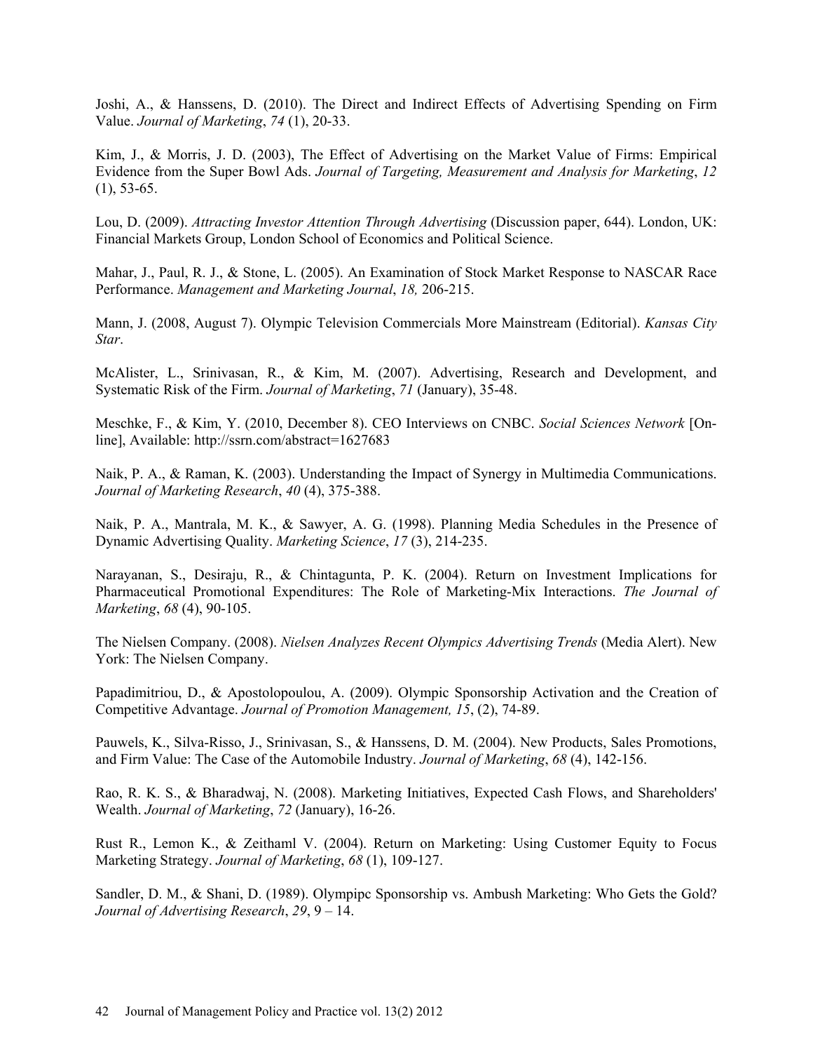Joshi, A., & Hanssens, D. (2010). The Direct and Indirect Effects of Advertising Spending on Firm Value. *Journal of Marketing*, *74* (1), 20-33.

Kim, J., & Morris, J. D. (2003), The Effect of Advertising on the Market Value of Firms: Empirical Evidence from the Super Bowl Ads. *Journal of Targeting, Measurement and Analysis for Marketing*, *12* (1), 53-65.

Lou, D. (2009). *Attracting Investor Attention Through Advertising* (Discussion paper, 644). London, UK: Financial Markets Group, London School of Economics and Political Science.

Mahar, J., Paul, R. J., & Stone, L. (2005). An Examination of Stock Market Response to NASCAR Race Performance. *Management and Marketing Journal*, *18,* 206-215.

Mann, J. (2008, August 7). Olympic Television Commercials More Mainstream (Editorial). *Kansas City Star*.

McAlister, L., Srinivasan, R., & Kim, M. (2007). Advertising, Research and Development, and Systematic Risk of the Firm. *Journal of Marketing*, *71* (January), 35-48.

Meschke, F., & Kim, Y. (2010, December 8). CEO Interviews on CNBC. *Social Sciences Network* [On-line], Available: http://ssrn.com/abstract=1627683

Naik, P. A., & Raman, K. (2003). Understanding the Impact of Synergy in Multimedia Communications. *Journal of Marketing Research*, *40* (4), 375-388.

Naik, P. A., Mantrala, M. K., & Sawyer, A. G. (1998). Planning Media Schedules in the Presence of Dynamic Advertising Quality. *Marketing Science*, *17* (3), 214-235.

Narayanan, S., Desiraju, R., & Chintagunta, P. K. (2004). Return on Investment Implications for Pharmaceutical Promotional Expenditures: The Role of Marketing-Mix Interactions. *The Journal of Marketing*, *68* (4), 90-105.

The Nielsen Company. (2008). *Nielsen Analyzes Recent Olympics Advertising Trends* (Media Alert). New York: The Nielsen Company.

Papadimitriou, D., & Apostolopoulou, A. (2009). Olympic Sponsorship Activation and the Creation of Competitive Advantage. *Journal of Promotion Management, 15*, (2), 74-89.

Pauwels, K., Silva-Risso, J., Srinivasan, S., & Hanssens, D. M. (2004). New Products, Sales Promotions, and Firm Value: The Case of the Automobile Industry. *Journal of Marketing*, *68* (4), 142-156.

Rao, R. K. S., & Bharadwaj, N. (2008). Marketing Initiatives, Expected Cash Flows, and Shareholders' Wealth. *Journal of Marketing*, *72* (January), 16-26.

Rust R., Lemon K., & Zeithaml V. (2004). Return on Marketing: Using Customer Equity to Focus Marketing Strategy. *Journal of Marketing*, *68* (1), 109-127.

Sandler, D. M., & Shani, D. (1989). Olympipc Sponsorship vs. Ambush Marketing: Who Gets the Gold? *Journal of Advertising Research*, *29*, 9 – 14.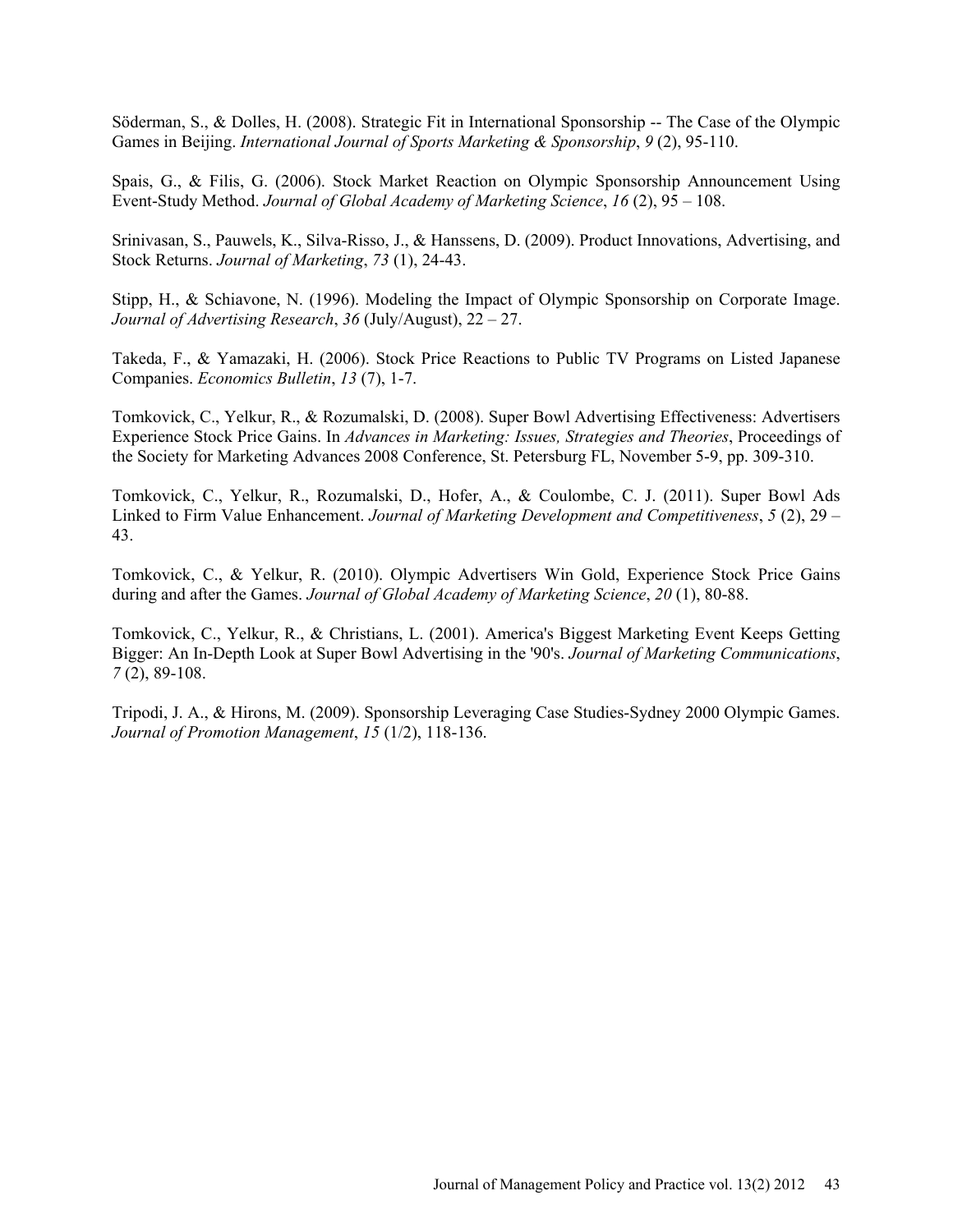Söderman, S., & Dolles, H. (2008). Strategic Fit in International Sponsorship -- The Case of the Olympic Games in Beijing. *International Journal of Sports Marketing & Sponsorship*, *9* (2), 95-110.

Spais, G., & Filis, G. (2006). Stock Market Reaction on Olympic Sponsorship Announcement Using Event-Study Method. *Journal of Global Academy of Marketing Science*, *16* (2), 95 – 108.

Srinivasan, S., Pauwels, K., Silva-Risso, J., & Hanssens, D. (2009). Product Innovations, Advertising, and Stock Returns. *Journal of Marketing*, *73* (1), 24-43.

Stipp, H., & Schiavone, N. (1996). Modeling the Impact of Olympic Sponsorship on Corporate Image. *Journal of Advertising Research*, *36* (July/August), 22 – 27.

Takeda, F., & Yamazaki, H. (2006). Stock Price Reactions to Public TV Programs on Listed Japanese Companies. *Economics Bulletin*, *13* (7), 1-7.

Tomkovick, C., Yelkur, R., & Rozumalski, D. (2008). Super Bowl Advertising Effectiveness: Advertisers Experience Stock Price Gains. In *Advances in Marketing: Issues, Strategies and Theories*, Proceedings of the Society for Marketing Advances 2008 Conference, St. Petersburg FL, November 5-9, pp. 309-310.

Tomkovick, C., Yelkur, R., Rozumalski, D., Hofer, A., & Coulombe, C. J. (2011). Super Bowl Ads Linked to Firm Value Enhancement. *Journal of Marketing Development and Competitiveness*, *5* (2), 29 – 43.

Tomkovick, C., & Yelkur, R. (2010). Olympic Advertisers Win Gold, Experience Stock Price Gains during and after the Games. *Journal of Global Academy of Marketing Science*, *20* (1), 80-88.

Tomkovick, C., Yelkur, R., & Christians, L. (2001). America's Biggest Marketing Event Keeps Getting Bigger: An In-Depth Look at Super Bowl Advertising in the '90's. *Journal of Marketing Communications*, *7* (2), 89-108.

Tripodi, J. A., & Hirons, M. (2009). Sponsorship Leveraging Case Studies-Sydney 2000 Olympic Games. *Journal of Promotion Management*, *15* (1/2), 118-136.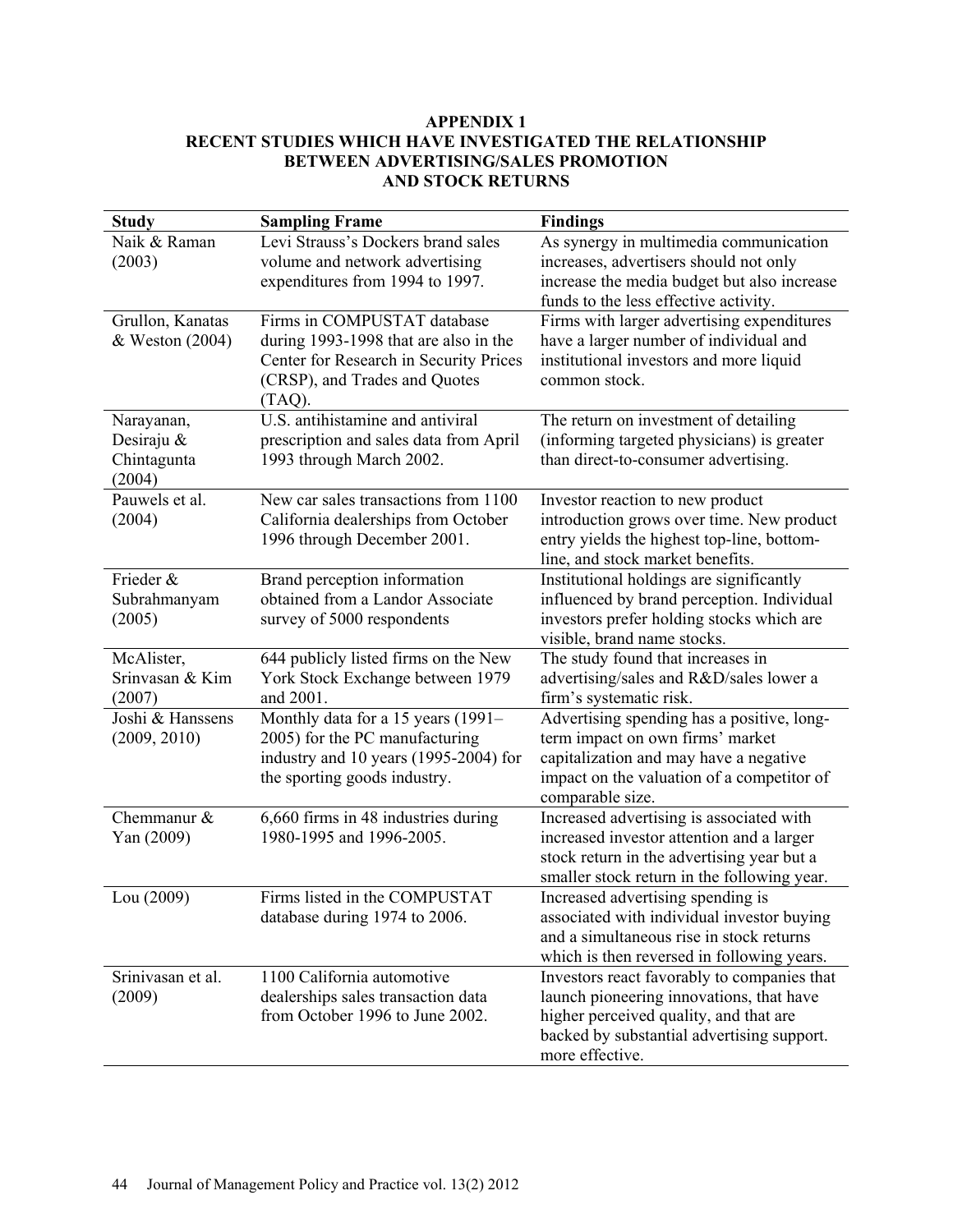**APPENDIX 1**
**RECENT STUDIES WHICH HAVE INVESTIGATED THE RELATIONSHIP BETWEEN ADVERTISING/SALES PROMOTION AND STOCK RETURNS**

| Study | Sampling Frame | Findings |
|---|---|---|
| Naik & Raman (2003) | Levi Strauss's Dockers brand sales volume and network advertising expenditures from 1994 to 1997. | As synergy in multimedia communication increases, advertisers should not only increase the media budget but also increase funds to the less effective activity. |
| Grullon, Kanatas & Weston (2004) | Firms in COMPUSTAT database during 1993-1998 that are also in the Center for Research in Security Prices (CRSP), and Trades and Quotes (TAQ). | Firms with larger advertising expenditures have a larger number of individual and institutional investors and more liquid common stock. |
| Narayanan, Desiraju & Chintagunta (2004) | U.S. antihistamine and antiviral prescription and sales data from April 1993 through March 2002. | The return on investment of detailing (informing targeted physicians) is greater than direct-to-consumer advertising. |
| Pauwels et al. (2004) | New car sales transactions from 1100 California dealerships from October 1996 through December 2001. | Investor reaction to new product introduction grows over time. New product entry yields the highest top-line, bottom-line, and stock market benefits. |
| Frieder & Subrahmanyam (2005) | Brand perception information obtained from a Landor Associate survey of 5000 respondents | Institutional holdings are significantly influenced by brand perception. Individual investors prefer holding stocks which are visible, brand name stocks. |
| McAlister, Srinvasan & Kim (2007) | 644 publicly listed firms on the New York Stock Exchange between 1979 and 2001. | The study found that increases in advertising/sales and R&D/sales lower a firm's systematic risk. |
| Joshi & Hanssens (2009, 2010) | Monthly data for a 15 years (1991–2005) for the PC manufacturing industry and 10 years (1995-2004) for the sporting goods industry. | Advertising spending has a positive, long-term impact on own firms' market capitalization and may have a negative impact on the valuation of a competitor of comparable size. |
| Chemmanur & Yan (2009) | 6,660 firms in 48 industries during 1980-1995 and 1996-2005. | Increased advertising is associated with increased investor attention and a larger stock return in the advertising year but a smaller stock return in the following year. |
| Lou (2009) | Firms listed in the COMPUSTAT database during 1974 to 2006. | Increased advertising spending is associated with individual investor buying and a simultaneous rise in stock returns which is then reversed in following years. |
| Srinivasan et al. (2009) | 1100 California automotive dealerships sales transaction data from October 1996 to June 2002. | Investors react favorably to companies that launch pioneering innovations, that have higher perceived quality, and that are backed by substantial advertising support. more effective. |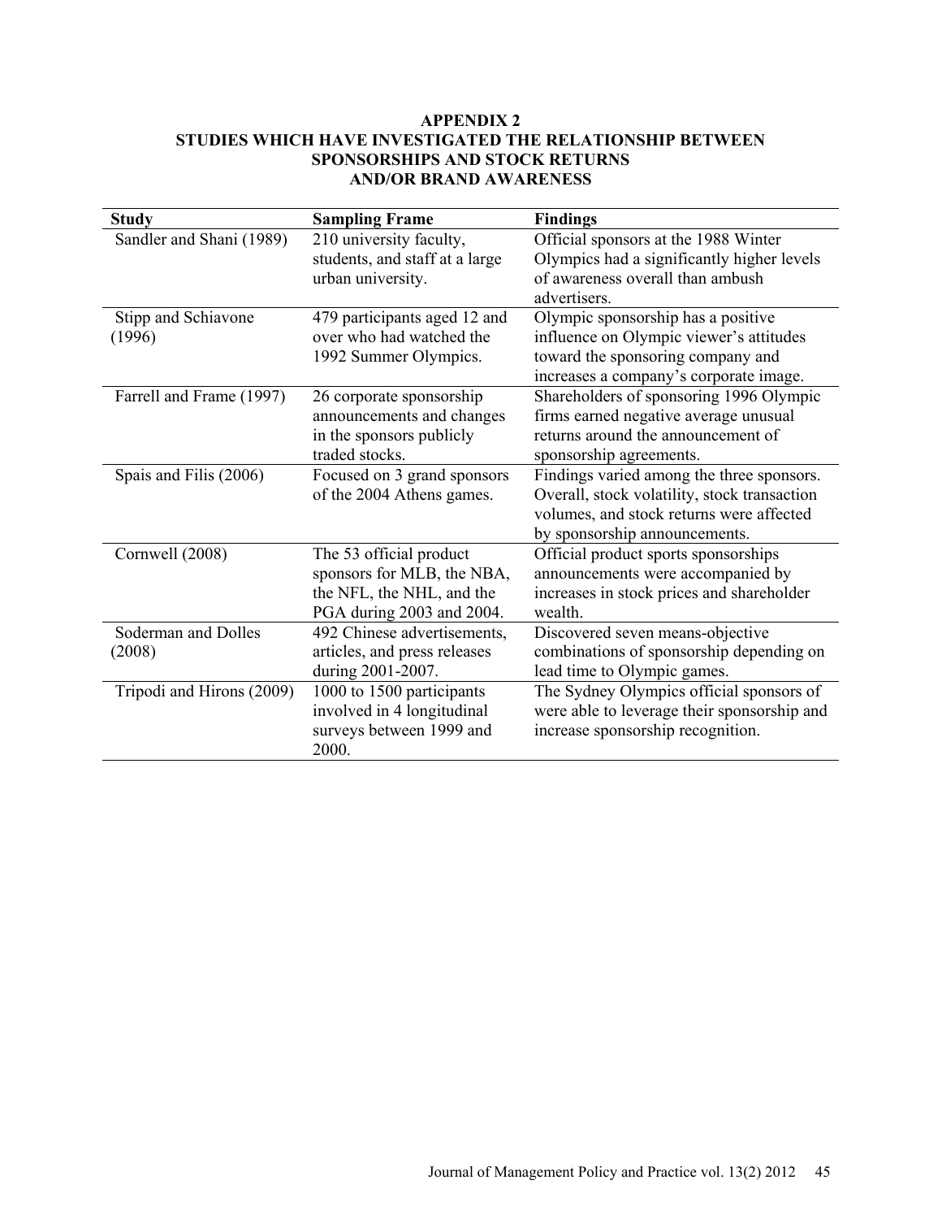## APPENDIX 2
## STUDIES WHICH HAVE INVESTIGATED THE RELATIONSHIP BETWEEN SPONSORSHIPS AND STOCK RETURNS AND/OR BRAND AWARENESS

| Study | Sampling Frame | Findings |
|---|---|---|
| Sandler and Shani (1989) | 210 university faculty, students, and staff at a large urban university. | Official sponsors at the 1988 Winter Olympics had a significantly higher levels of awareness overall than ambush advertisers. |
| Stipp and Schiavone (1996) | 479 participants aged 12 and over who had watched the 1992 Summer Olympics. | Olympic sponsorship has a positive influence on Olympic viewer's attitudes toward the sponsoring company and increases a company's corporate image. |
| Farrell and Frame (1997) | 26 corporate sponsorship announcements and changes in the sponsors publicly traded stocks. | Shareholders of sponsoring 1996 Olympic firms earned negative average unusual returns around the announcement of sponsorship agreements. |
| Spais and Filis (2006) | Focused on 3 grand sponsors of the 2004 Athens games. | Findings varied among the three sponsors. Overall, stock volatility, stock transaction volumes, and stock returns were affected by sponsorship announcements. |
| Cornwell (2008) | The 53 official product sponsors for MLB, the NBA, the NFL, the NHL, and the PGA during 2003 and 2004. | Official product sports sponsorships announcements were accompanied by increases in stock prices and shareholder wealth. |
| Soderman and Dolles (2008) | 492 Chinese advertisements, articles, and press releases during 2001-2007. | Discovered seven means-objective combinations of sponsorship depending on lead time to Olympic games. |
| Tripodi and Hirons (2009) | 1000 to 1500 participants involved in 4 longitudinal surveys between 1999 and 2000. | The Sydney Olympics official sponsors of were able to leverage their sponsorship and increase sponsorship recognition. |